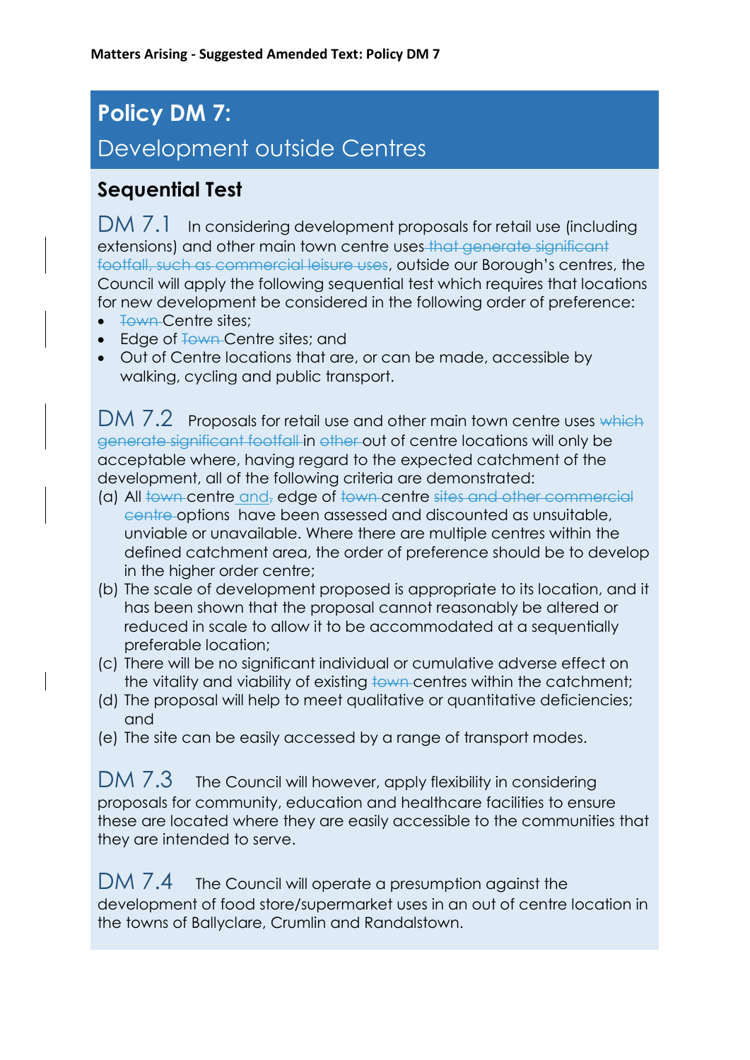**Matters Arising - Suggested Amended Text: Policy DM 7**

# Policy DM 7:

## Development outside Centres

### Sequential Test

**DM 7.1** In considering development proposals for retail use (including extensions) and other main town centre uses ~~that generate significant footfall, such as commercial leisure uses~~, outside our Borough's centres, the Council will apply the following sequential test which requires that locations for new development be considered in the following order of preference:

- ~~Town~~ Centre sites;
- Edge of ~~Town~~ Centre sites; and
- Out of Centre locations that are, or can be made, accessible by walking, cycling and public transport.

**DM 7.2** Proposals for retail use and other main town centre uses ~~which generate significant footfall~~ in ~~other~~ out of centre locations will only be acceptable where, having regard to the expected catchment of the development, all of the following criteria are demonstrated:

(a) All ~~town~~ centre and~~,~~ edge of ~~town~~ centre ~~sites and other commercial centre~~ options have been assessed and discounted as unsuitable, unviable or unavailable. Where there are multiple centres within the defined catchment area, the order of preference should be to develop in the higher order centre;

(b) The scale of development proposed is appropriate to its location, and it has been shown that the proposal cannot reasonably be altered or reduced in scale to allow it to be accommodated at a sequentially preferable location;

(c) There will be no significant individual or cumulative adverse effect on the vitality and viability of existing ~~town~~ centres within the catchment;

(d) The proposal will help to meet qualitative or quantitative deficiencies; and

(e) The site can be easily accessed by a range of transport modes.

**DM 7.3** The Council will however, apply flexibility in considering proposals for community, education and healthcare facilities to ensure these are located where they are easily accessible to the communities that they are intended to serve.

**DM 7.4** The Council will operate a presumption against the development of food store/supermarket uses in an out of centre location in the towns of Ballyclare, Crumlin and Randalstown.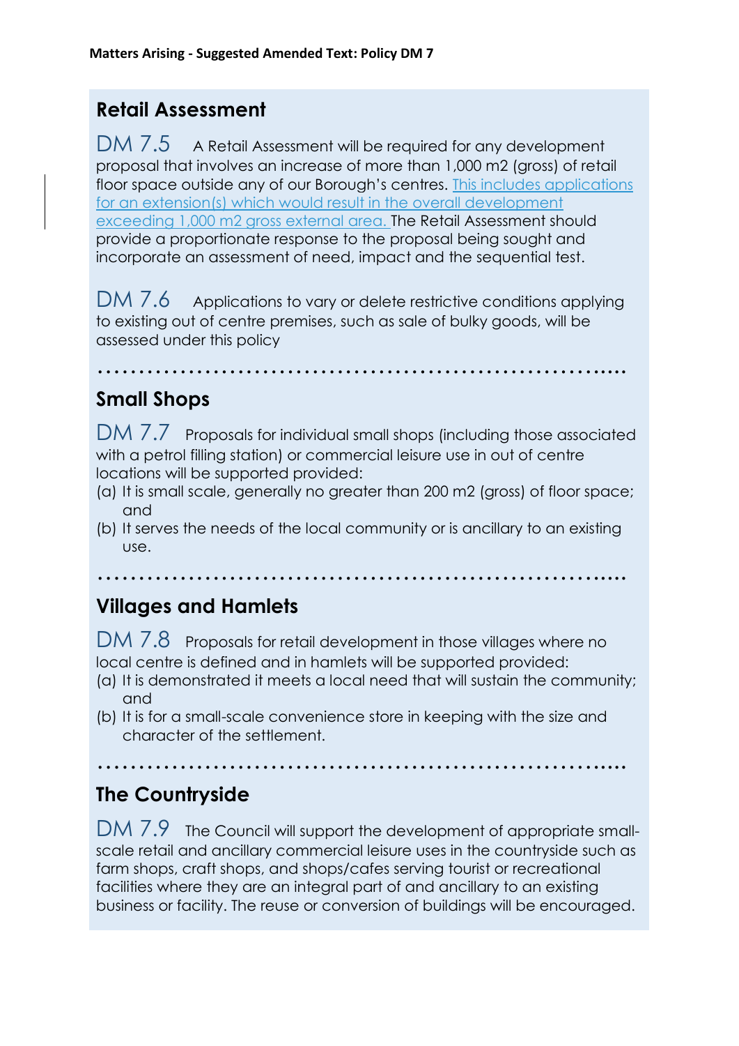**Matters Arising - Suggested Amended Text: Policy DM 7**

## Retail Assessment

DM 7.5 A Retail Assessment will be required for any development proposal that involves an increase of more than 1,000 m2 (gross) of retail floor space outside any of our Borough's centres. This includes applications for an extension(s) which would result in the overall development exceeding 1,000 m2 gross external area. The Retail Assessment should provide a proportionate response to the proposal being sought and incorporate an assessment of need, impact and the sequential test.

DM 7.6 Applications to vary or delete restrictive conditions applying to existing out of centre premises, such as sale of bulky goods, will be assessed under this policy

## Small Shops

DM 7.7 Proposals for individual small shops (including those associated with a petrol filling station) or commercial leisure use in out of centre locations will be supported provided:

(a) It is small scale, generally no greater than 200 m2 (gross) of floor space; and
(b) It serves the needs of the local community or is ancillary to an existing use.

## Villages and Hamlets

DM 7.8 Proposals for retail development in those villages where no local centre is defined and in hamlets will be supported provided:

(a) It is demonstrated it meets a local need that will sustain the community; and
(b) It is for a small-scale convenience store in keeping with the size and character of the settlement.

## The Countryside

DM 7.9 The Council will support the development of appropriate small-scale retail and ancillary commercial leisure uses in the countryside such as farm shops, craft shops, and shops/cafes serving tourist or recreational facilities where they are an integral part of and ancillary to an existing business or facility. The reuse or conversion of buildings will be encouraged.